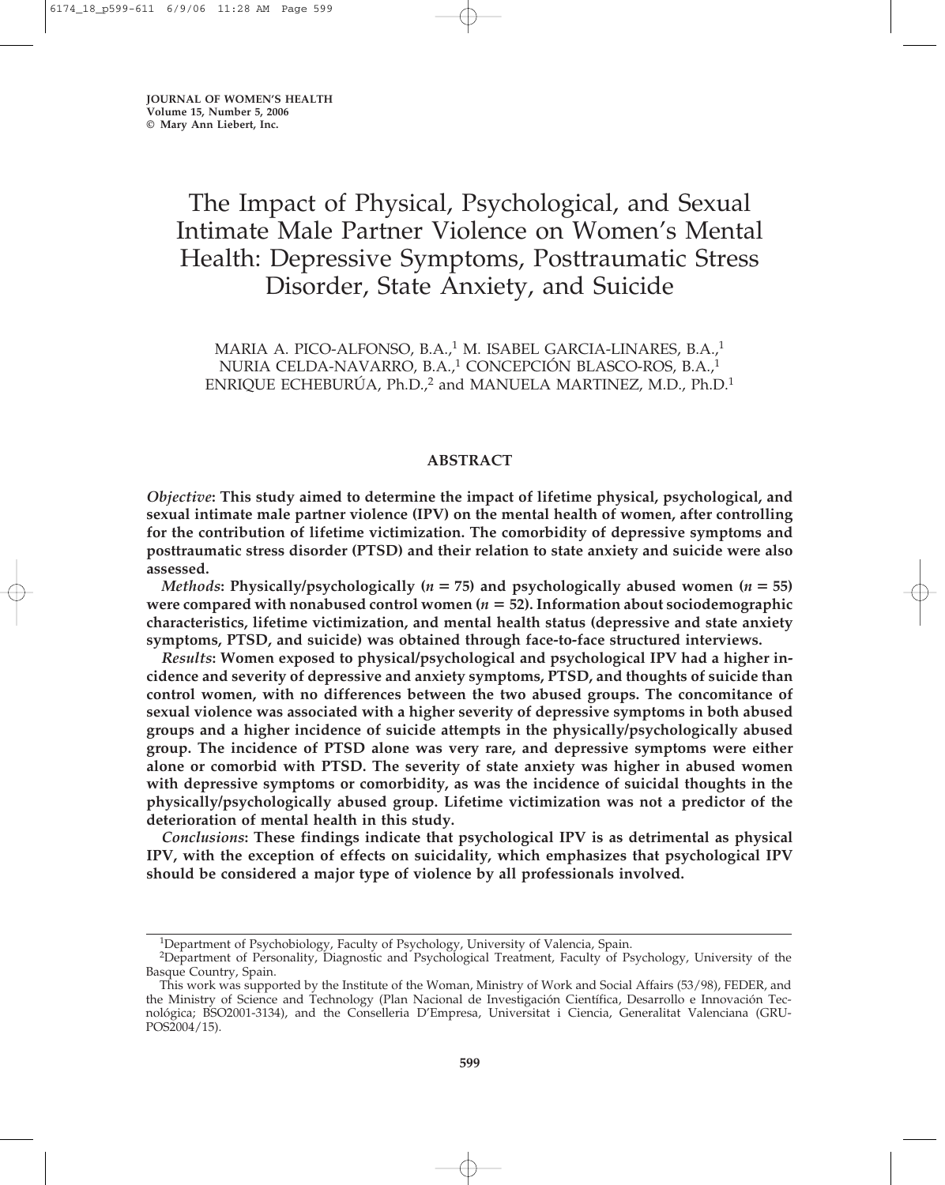# The Impact of Physical, Psychological, and Sexual Intimate Male Partner Violence on Women's Mental Health: Depressive Symptoms, Posttraumatic Stress Disorder, State Anxiety, and Suicide

MARIA A. PICO-ALFONSO, B.A.,[1] M. ISABEL GARCIA-LINARES, B.A.,[1] NURIA CELDA-NAVARRO, B.A.,[1] CONCEPCIÓN BLASCO-ROS, B.A.,[1] ENRIQUE ECHEBURÚA, Ph.D.,[2] and MANUELA MARTINEZ, M.D., Ph.D.[1]

## ABSTRACT

***Objective*: This study aimed to determine the impact of lifetime physical, psychological, and sexual intimate male partner violence (IPV) on the mental health of women, after controlling for the contribution of lifetime victimization. The comorbidity of depressive symptoms and posttraumatic stress disorder (PTSD) and their relation to state anxiety and suicide were also assessed.**

***Methods*: Physically/psychologically ($n = 75$) and psychologically abused women ($n = 55$) were compared with nonabused control women ($n = 52$). Information about sociodemographic characteristics, lifetime victimization, and mental health status (depressive and state anxiety symptoms, PTSD, and suicide) was obtained through face-to-face structured interviews.**

***Results*: Women exposed to physical/psychological and psychological IPV had a higher incidence and severity of depressive and anxiety symptoms, PTSD, and thoughts of suicide than control women, with no differences between the two abused groups. The concomitance of sexual violence was associated with a higher severity of depressive symptoms in both abused groups and a higher incidence of suicide attempts in the physically/psychologically abused group. The incidence of PTSD alone was very rare, and depressive symptoms were either alone or comorbid with PTSD. The severity of state anxiety was higher in abused women with depressive symptoms or comorbidity, as was the incidence of suicidal thoughts in the physically/psychologically abused group. Lifetime victimization was not a predictor of the deterioration of mental health in this study.**

***Conclusions*: These findings indicate that psychological IPV is as detrimental as physical IPV, with the exception of effects on suicidality, which emphasizes that psychological IPV should be considered a major type of violence by all professionals involved.**

---

[1]Department of Psychobiology, Faculty of Psychology, University of Valencia, Spain.

[2]Department of Personality, Diagnostic and Psychological Treatment, Faculty of Psychology, University of the Basque Country, Spain.

This work was supported by the Institute of the Woman, Ministry of Work and Social Affairs (53/98), FEDER, and the Ministry of Science and Technology (Plan Nacional de Investigación Científica, Desarrollo e Innovación Tecnológica; BSO2001-3134), and the Conselleria D'Empresa, Universitat i Ciencia, Generalitat Valenciana (GRUPOS2004/15).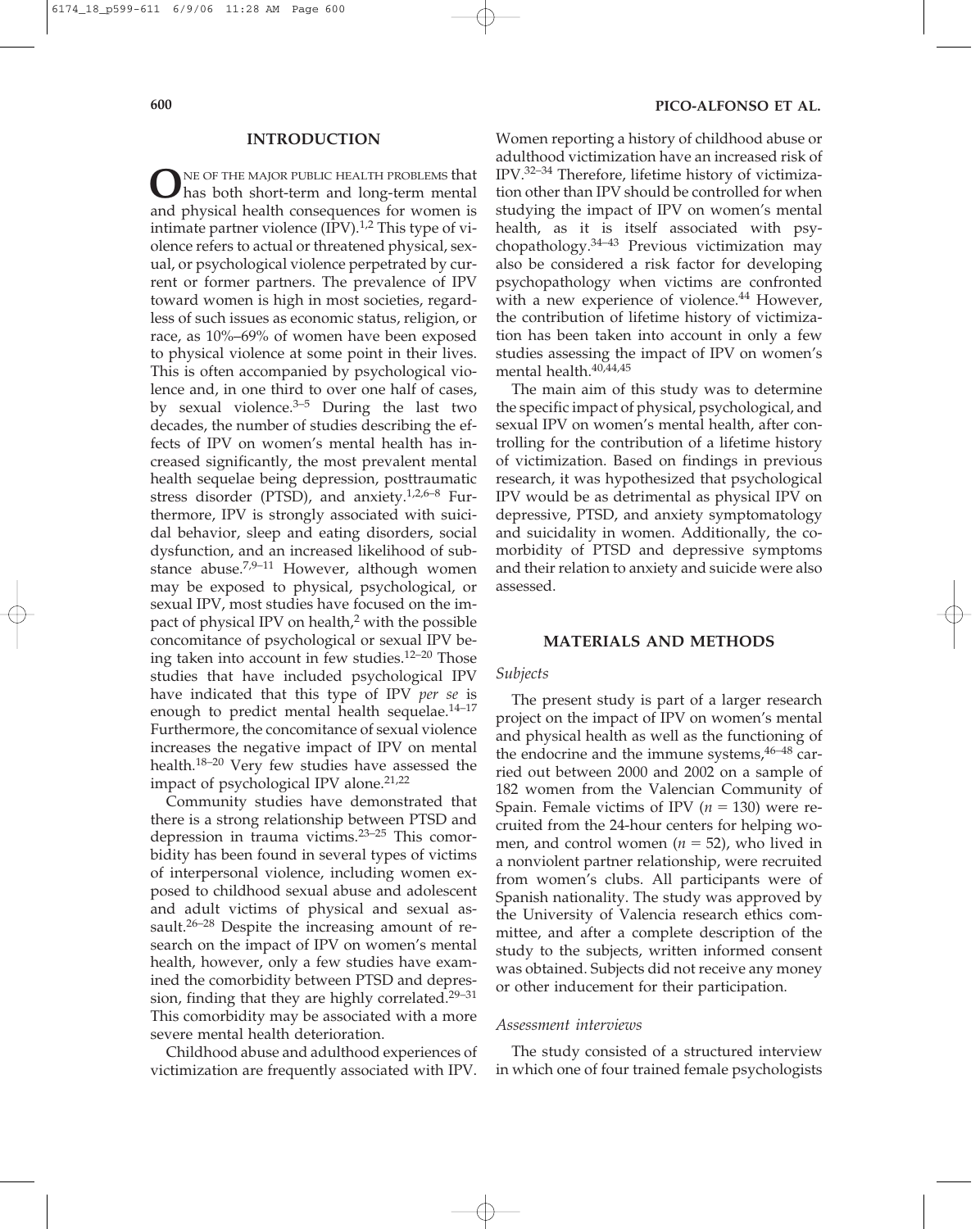## INTRODUCTION

One of the major public health problems that has both short-term and long-term mental and physical health consequences for women is intimate partner violence (IPV).[1,2] This type of violence refers to actual or threatened physical, sexual, or psychological violence perpetrated by current or former partners. The prevalence of IPV toward women is high in most societies, regardless of such issues as economic status, religion, or race, as 10%–69% of women have been exposed to physical violence at some point in their lives. This is often accompanied by psychological violence and, in one third to over one half of cases, by sexual violence.[3–5] During the last two decades, the number of studies describing the effects of IPV on women's mental health has increased significantly, the most prevalent mental health sequelae being depression, posttraumatic stress disorder (PTSD), and anxiety.[1,2,6–8] Furthermore, IPV is strongly associated with suicidal behavior, sleep and eating disorders, social dysfunction, and an increased likelihood of substance abuse.[7,9–11] However, although women may be exposed to physical, psychological, or sexual IPV, most studies have focused on the impact of physical IPV on health,[2] with the possible concomitance of psychological or sexual IPV being taken into account in few studies.[12–20] Those studies that have included psychological IPV have indicated that this type of IPV *per se* is enough to predict mental health sequelae.[14–17] Furthermore, the concomitance of sexual violence increases the negative impact of IPV on mental health.[18–20] Very few studies have assessed the impact of psychological IPV alone.[21,22]

Community studies have demonstrated that there is a strong relationship between PTSD and depression in trauma victims.[23–25] This comorbidity has been found in several types of victims of interpersonal violence, including women exposed to childhood sexual abuse and adolescent and adult victims of physical and sexual assault.[26–28] Despite the increasing amount of research on the impact of IPV on women's mental health, however, only a few studies have examined the comorbidity between PTSD and depression, finding that they are highly correlated.[29–31] This comorbidity may be associated with a more severe mental health deterioration.

Childhood abuse and adulthood experiences of victimization are frequently associated with IPV. Women reporting a history of childhood abuse or adulthood victimization have an increased risk of IPV.[32–34] Therefore, lifetime history of victimization other than IPV should be controlled for when studying the impact of IPV on women's mental health, as it is itself associated with psychopathology.[34–43] Previous victimization may also be considered a risk factor for developing psychopathology when victims are confronted with a new experience of violence.[44] However, the contribution of lifetime history of victimization has been taken into account in only a few studies assessing the impact of IPV on women's mental health.[40,44,45]

The main aim of this study was to determine the specific impact of physical, psychological, and sexual IPV on women's mental health, after controlling for the contribution of a lifetime history of victimization. Based on findings in previous research, it was hypothesized that psychological IPV would be as detrimental as physical IPV on depressive, PTSD, and anxiety symptomatology and suicidality in women. Additionally, the comorbidity of PTSD and depressive symptoms and their relation to anxiety and suicide were also assessed.

## MATERIALS AND METHODS

### *Subjects*

The present study is part of a larger research project on the impact of IPV on women's mental and physical health as well as the functioning of the endocrine and the immune systems,[46–48] carried out between 2000 and 2002 on a sample of 182 women from the Valencian Community of Spain. Female victims of IPV ($n = 130$) were recruited from the 24-hour centers for helping women, and control women ($n = 52$), who lived in a nonviolent partner relationship, were recruited from women's clubs. All participants were of Spanish nationality. The study was approved by the University of Valencia research ethics committee, and after a complete description of the study to the subjects, written informed consent was obtained. Subjects did not receive any money or other inducement for their participation.

### *Assessment interviews*

The study consisted of a structured interview in which one of four trained female psychologists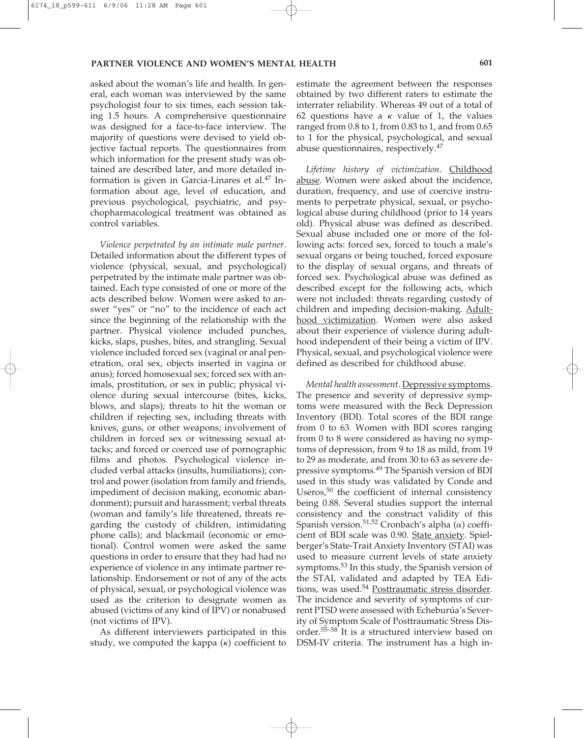asked about the woman's life and health. In general, each woman was interviewed by the same psychologist four to six times, each session taking 1.5 hours. A comprehensive questionnaire was designed for a face-to-face interview. The majority of questions were devised to yield objective factual reports. The questionnaires from which information for the present study was obtained are described later, and more detailed information is given in Garcia-Linares et al.[47] Information about age, level of education, and previous psychological, psychiatric, and psychopharmacological treatment was obtained as control variables.

*Violence perpetrated by an intimate male partner*. Detailed information about the different types of violence (physical, sexual, and psychological) perpetrated by the intimate male partner was obtained. Each type consisted of one or more of the acts described below. Women were asked to answer "yes" or "no" to the incidence of each act since the beginning of the relationship with the partner. Physical violence included punches, kicks, slaps, pushes, bites, and strangling. Sexual violence included forced sex (vaginal or anal penetration, oral sex, objects inserted in vagina or anus); forced homosexual sex; forced sex with animals, prostitution, or sex in public; physical violence during sexual intercourse (bites, kicks, blows, and slaps); threats to hit the woman or children if rejecting sex, including threats with knives, guns, or other weapons; involvement of children in forced sex or witnessing sexual attacks; and forced or coerced use of pornographic films and photos. Psychological violence included verbal attacks (insults, humiliations); control and power (isolation from family and friends, impediment of decision making, economic abandonment); pursuit and harassment; verbal threats (woman and family's life threatened, threats regarding the custody of children, intimidating phone calls); and blackmail (economic or emotional). Control women were asked the same questions in order to ensure that they had had no experience of violence in any intimate partner relationship. Endorsement or not of any of the acts of physical, sexual, or psychological violence was used as the criterion to designate women as abused (victims of any kind of IPV) or nonabused (not victims of IPV).

As different interviewers participated in this study, we computed the kappa ($\kappa$) coefficient to estimate the agreement between the responses obtained by two different raters to estimate the interrater reliability. Whereas 49 out of a total of 62 questions have a $\kappa$ value of 1, the values ranged from 0.8 to 1, from 0.83 to 1, and from 0.65 to 1 for the physical, psychological, and sexual abuse questionnaires, respectively.[47]

*Lifetime history of victimization*. Childhood abuse. Women were asked about the incidence, duration, frequency, and use of coercive instruments to perpetrate physical, sexual, or psychological abuse during childhood (prior to 14 years old). Physical abuse was defined as described. Sexual abuse included one or more of the following acts: forced sex, forced to touch a male's sexual organs or being touched, forced exposure to the display of sexual organs, and threats of forced sex. Psychological abuse was defined as described except for the following acts, which were not included: threats regarding custody of children and impeding decision-making. Adulthood victimization. Women were also asked about their experience of violence during adulthood independent of their being a victim of IPV. Physical, sexual, and psychological violence were defined as described for childhood abuse.

*Mental health assessment*. Depressive symptoms. The presence and severity of depressive symptoms were measured with the Beck Depression Inventory (BDI). Total scores of the BDI range from 0 to 63. Women with BDI scores ranging from 0 to 8 were considered as having no symptoms of depression, from 9 to 18 as mild, from 19 to 29 as moderate, and from 30 to 63 as severe depressive symptoms.[49] The Spanish version of BDI used in this study was validated by Conde and Useros,[50] the coefficient of internal consistency being 0.88. Several studies support the internal consistency and the construct validity of this Spanish version.[51,52] Cronbach's alpha ($\alpha$) coefficient of BDI scale was 0.90. State anxiety. Spielberger's State-Trait Anxiety Inventory (STAI) was used to measure current levels of state anxiety symptoms.[53] In this study, the Spanish version of the STAI, validated and adapted by TEA Editions, was used.[54] Posttraumatic stress disorder. The incidence and severity of symptoms of current PTSD were assessed with Echeburúa's Severity of Symptom Scale of Posttraumatic Stress Disorder.[55–58] It is a structured interview based on DSM-IV criteria. The instrument has a high in-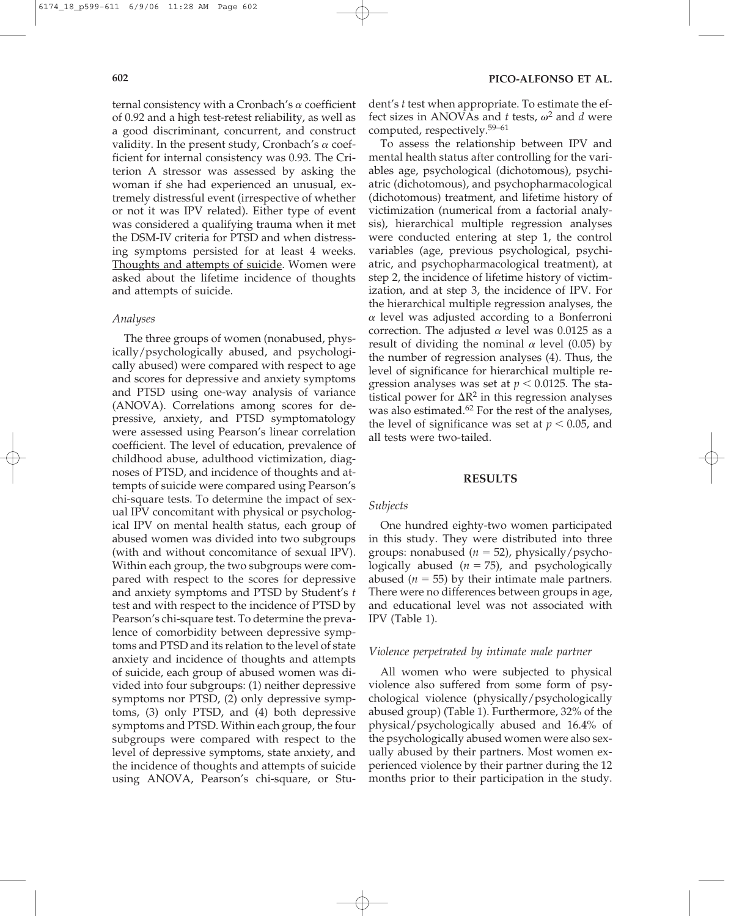ternal consistency with a Cronbach's $\alpha$ coefficient of 0.92 and a high test-retest reliability, as well as a good discriminant, concurrent, and construct validity. In the present study, Cronbach's $\alpha$ coefficient for internal consistency was 0.93. The Criterion A stressor was assessed by asking the woman if she had experienced an unusual, extremely distressful event (irrespective of whether or not it was IPV related). Either type of event was considered a qualifying trauma when it met the DSM-IV criteria for PTSD and when distressing symptoms persisted for at least 4 weeks. Thoughts and attempts of suicide. Women were asked about the lifetime incidence of thoughts and attempts of suicide.

### *Analyses*

The three groups of women (nonabused, physically/psychologically abused, and psychologically abused) were compared with respect to age and scores for depressive and anxiety symptoms and PTSD using one-way analysis of variance (ANOVA). Correlations among scores for depressive, anxiety, and PTSD symptomatology were assessed using Pearson's linear correlation coefficient. The level of education, prevalence of childhood abuse, adulthood victimization, diagnoses of PTSD, and incidence of thoughts and attempts of suicide were compared using Pearson's chi-square tests. To determine the impact of sexual IPV concomitant with physical or psychological IPV on mental health status, each group of abused women was divided into two subgroups (with and without concomitance of sexual IPV). Within each group, the two subgroups were compared with respect to the scores for depressive and anxiety symptoms and PTSD by Student's $t$ test and with respect to the incidence of PTSD by Pearson's chi-square test. To determine the prevalence of comorbidity between depressive symptoms and PTSD and its relation to the level of state anxiety and incidence of thoughts and attempts of suicide, each group of abused women was divided into four subgroups: (1) neither depressive symptoms nor PTSD, (2) only depressive symptoms, (3) only PTSD, and (4) both depressive symptoms and PTSD. Within each group, the four subgroups were compared with respect to the level of depressive symptoms, state anxiety, and the incidence of thoughts and attempts of suicide using ANOVA, Pearson's chi-square, or Student's $t$ test when appropriate. To estimate the effect sizes in ANOVAs and $t$ tests, $\omega^2$ and $d$ were computed, respectively.[59–61]

To assess the relationship between IPV and mental health status after controlling for the variables age, psychological (dichotomous), psychiatric (dichotomous), and psychopharmacological (dichotomous) treatment, and lifetime history of victimization (numerical from a factorial analysis), hierarchical multiple regression analyses were conducted entering at step 1, the control variables (age, previous psychological, psychiatric, and psychopharmacological treatment), at step 2, the incidence of lifetime history of victimization, and at step 3, the incidence of IPV. For the hierarchical multiple regression analyses, the $\alpha$ level was adjusted according to a Bonferroni correction. The adjusted $\alpha$ level was 0.0125 as a result of dividing the nominal $\alpha$ level (0.05) by the number of regression analyses (4). Thus, the level of significance for hierarchical multiple regression analyses was set at $p < 0.0125$. The statistical power for $\Delta R^2$ in this regression analyses was also estimated.[62] For the rest of the analyses, the level of significance was set at $p < 0.05$, and all tests were two-tailed.

## RESULTS

### *Subjects*

One hundred eighty-two women participated in this study. They were distributed into three groups: nonabused ($n = 52$), physically/psychologically abused ($n = 75$), and psychologically abused ($n = 55$) by their intimate male partners. There were no differences between groups in age, and educational level was not associated with IPV (Table 1).

### *Violence perpetrated by intimate male partner*

All women who were subjected to physical violence also suffered from some form of psychological violence (physically/psychologically abused group) (Table 1). Furthermore, 32% of the physical/psychologically abused and 16.4% of the psychologically abused women were also sexually abused by their partners. Most women experienced violence by their partner during the 12 months prior to their participation in the study.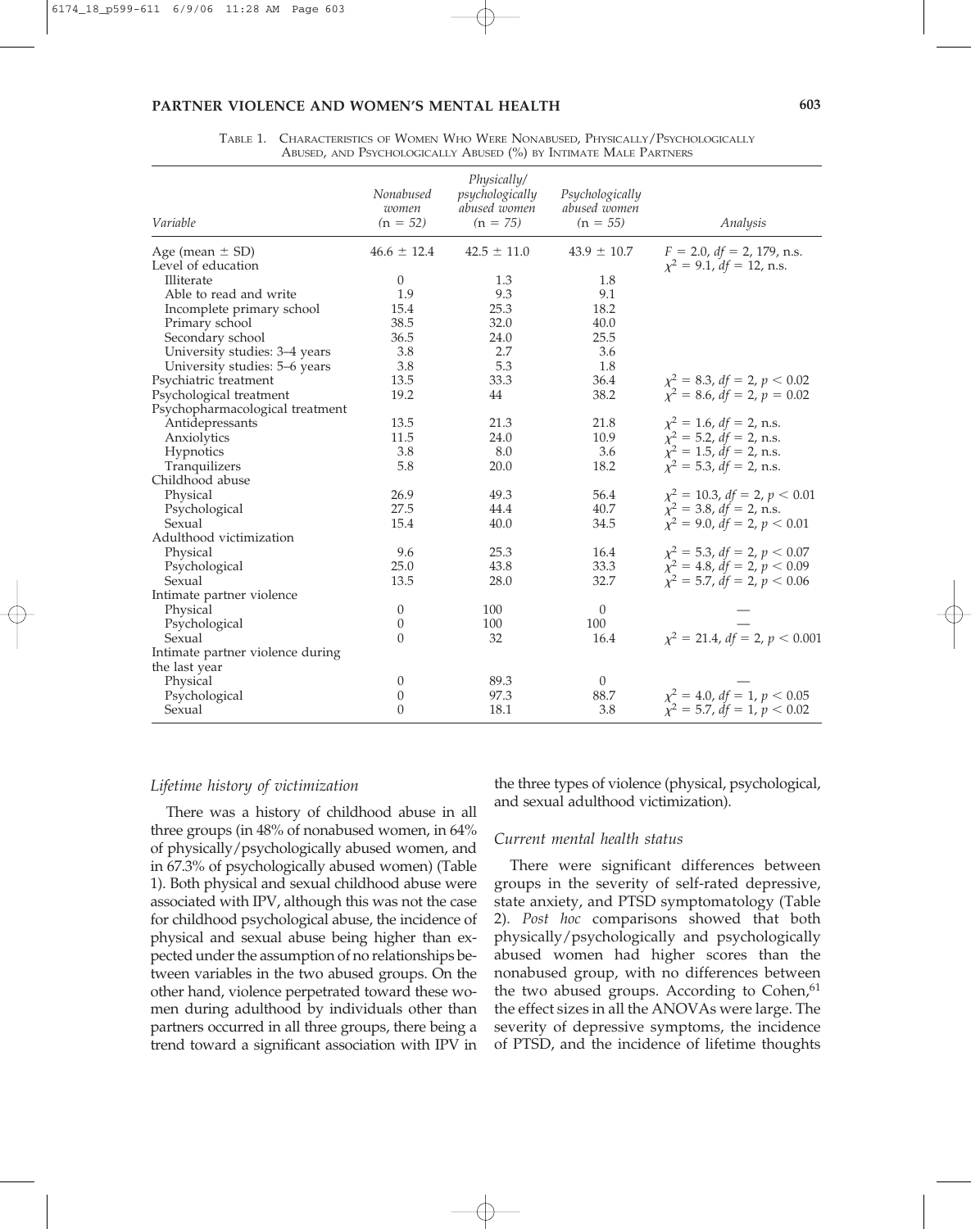TABLE 1. CHARACTERISTICS OF WOMEN WHO WERE NONABUSED, PHYSICALLY/PSYCHOLOGICALLY ABUSED, AND PSYCHOLOGICALLY ABUSED (%) BY INTIMATE MALE PARTNERS

| Variable | *Nonabused women* (n = 52) | *Physically/psychologically abused women* (n = 75) | *Psychologically abused women* (n = 55) | *Analysis* |
|---|---|---|---|---|
| Age (mean ± SD) | 46.6 ± 12.4 | 42.5 ± 11.0 | 43.9 ± 10.7 | $F = 2.0$, $df = 2, 179$, n.s. |
| Level of education | | | | $\chi^2 = 9.1$, $df = 12$, n.s. |
| Illiterate | 0 | 1.3 | 1.8 | |
| Able to read and write | 1.9 | 9.3 | 9.1 | |
| Incomplete primary school | 15.4 | 25.3 | 18.2 | |
| Primary school | 38.5 | 32.0 | 40.0 | |
| Secondary school | 36.5 | 24.0 | 25.5 | |
| University studies: 3–4 years | 3.8 | 2.7 | 3.6 | |
| University studies: 5–6 years | 3.8 | 5.3 | 1.8 | |
| Psychiatric treatment | 13.5 | 33.3 | 36.4 | $\chi^2 = 8.3$, $df = 2$, $p < 0.02$ |
| Psychological treatment | 19.2 | 44 | 38.2 | $\chi^2 = 8.6$, $df = 2$, $p = 0.02$ |
| Psychopharmacological treatment | | | | |
| Antidepressants | 13.5 | 21.3 | 21.8 | $\chi^2 = 1.6$, $df = 2$, n.s. |
| Anxiolytics | 11.5 | 24.0 | 10.9 | $\chi^2 = 5.2$, $df = 2$, n.s. |
| Hypnotics | 3.8 | 8.0 | 3.6 | $\chi^2 = 1.5$, $df = 2$, n.s. |
| Tranquilizers | 5.8 | 20.0 | 18.2 | $\chi^2 = 5.3$, $df = 2$, n.s. |
| Childhood abuse | | | | |
| Physical | 26.9 | 49.3 | 56.4 | $\chi^2 = 10.3$, $df = 2$, $p < 0.01$ |
| Psychological | 27.5 | 44.4 | 40.7 | $\chi^2 = 3.8$, $df = 2$, n.s. |
| Sexual | 15.4 | 40.0 | 34.5 | $\chi^2 = 9.0$, $df = 2$, $p < 0.01$ |
| Adulthood victimization | | | | |
| Physical | 9.6 | 25.3 | 16.4 | $\chi^2 = 5.3$, $df = 2$, $p < 0.07$ |
| Psychological | 25.0 | 43.8 | 33.3 | $\chi^2 = 4.8$, $df = 2$, $p < 0.09$ |
| Sexual | 13.5 | 28.0 | 32.7 | $\chi^2 = 5.7$, $df = 2$, $p < 0.06$ |
| Intimate partner violence | | | | |
| Physical | 0 | 100 | 0 | — |
| Psychological | 0 | 100 | 100 | — |
| Sexual | 0 | 32 | 16.4 | $\chi^2 = 21.4$, $df = 2$, $p < 0.001$ |
| Intimate partner violence during the last year | | | | |
| Physical | 0 | 89.3 | 0 | — |
| Psychological | 0 | 97.3 | 88.7 | $\chi^2 = 4.0$, $df = 1$, $p < 0.05$ |
| Sexual | 0 | 18.1 | 3.8 | $\chi^2 = 5.7$, $df = 1$, $p < 0.02$ |

### *Lifetime history of victimization*

There was a history of childhood abuse in all three groups (in 48% of nonabused women, in 64% of physically/psychologically abused women, and in 67.3% of psychologically abused women) (Table 1). Both physical and sexual childhood abuse were associated with IPV, although this was not the case for childhood psychological abuse, the incidence of physical and sexual abuse being higher than expected under the assumption of no relationships between variables in the two abused groups. On the other hand, violence perpetrated toward these women during adulthood by individuals other than partners occurred in all three groups, there being a trend toward a significant association with IPV in the three types of violence (physical, psychological, and sexual adulthood victimization).

### *Current mental health status*

There were significant differences between groups in the severity of self-rated depressive, state anxiety, and PTSD symptomatology (Table 2). *Post hoc* comparisons showed that both physically/psychologically and psychologically abused women had higher scores than the nonabused group, with no differences between the two abused groups. According to Cohen,[61] the effect sizes in all the ANOVAs were large. The severity of depressive symptoms, the incidence of PTSD, and the incidence of lifetime thoughts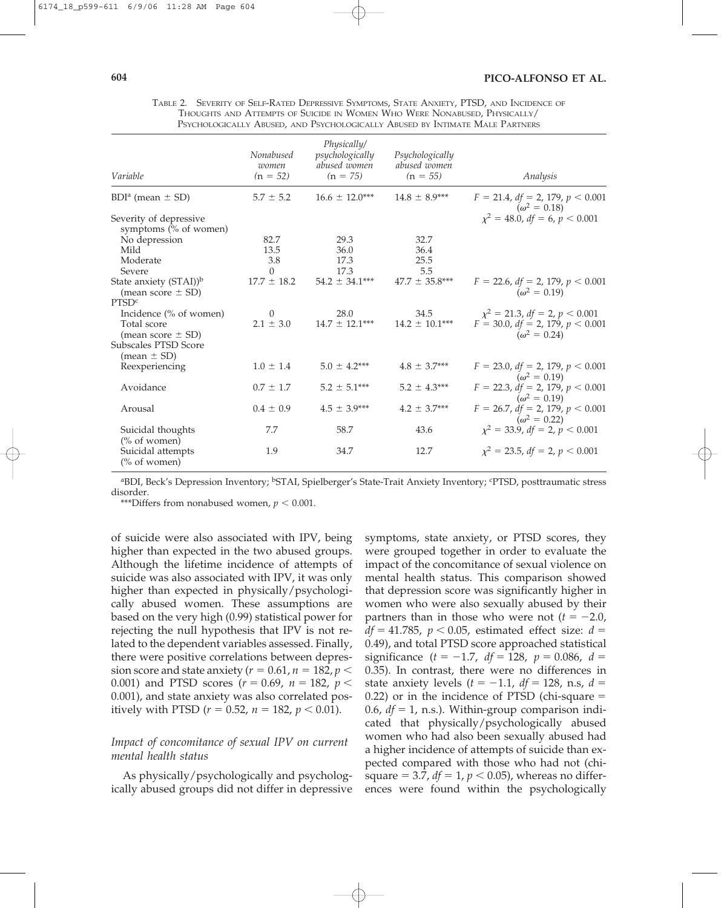TABLE 2. SEVERITY OF SELF-RATED DEPRESSIVE SYMPTOMS, STATE ANXIETY, PTSD, AND INCIDENCE OF THOUGHTS AND ATTEMPTS OF SUICIDE IN WOMEN WHO WERE NONABUSED, PHYSICALLY/PSYCHOLOGICALLY ABUSED, AND PSYCHOLOGICALLY ABUSED BY INTIMATE MALE PARTNERS

| *Variable* | *Nonabused women (n = 52)* | *Physically/ psychologically abused women (n = 75)* | *Psychologically abused women (n = 55)* | *Analysis* |
|---|---|---|---|---|
| BDI[a] (mean ± SD) | 5.7 ± 5.2 | 16.6 ± 12.0*** | 14.8 ± 8.9*** | $F = 21.4$, $df = 2, 179$, $p < 0.001$ ($\omega^2 = 0.18$) |
| Severity of depressive symptoms (% of women) | | | | $\chi^2 = 48.0$, $df = 6$, $p < 0.001$ |
| No depression | 82.7 | 29.3 | 32.7 | |
| Mild | 13.5 | 36.0 | 36.4 | |
| Moderate | 3.8 | 17.3 | 25.5 | |
| Severe | 0 | 17.3 | 5.5 | |
| State anxiety (STAI))[b] (mean score ± SD) | 17.7 ± 18.2 | 54.2 ± 34.1*** | 47.7 ± 35.8*** | $F = 22.6$, $df = 2, 179$, $p < 0.001$ ($\omega^2 = 0.19$) |
| PTSD[c] | | | | |
| Incidence (% of women) | 0 | 28.0 | 34.5 | $\chi^2 = 21.3$, $df = 2$, $p < 0.001$ |
| Total score (mean score ± SD) | 2.1 ± 3.0 | 14.7 ± 12.1*** | 14.2 ± 10.1*** | $F = 30.0$, $df = 2, 179$, $p < 0.001$ ($\omega^2 = 0.24$) |
| Subscales PTSD Score (mean ± SD) | | | | |
| Reexperiencing | 1.0 ± 1.4 | 5.0 ± 4.2*** | 4.8 ± 3.7*** | $F = 23.0$, $df = 2, 179$, $p < 0.001$ ($\omega^2 = 0.19$) |
| Avoidance | 0.7 ± 1.7 | 5.2 ± 5.1*** | 5.2 ± 4.3*** | $F = 22.3$, $df = 2, 179$, $p < 0.001$ ($\omega^2 = 0.19$) |
| Arousal | 0.4 ± 0.9 | 4.5 ± 3.9*** | 4.2 ± 3.7*** | $F = 26.7$, $df = 2, 179$, $p < 0.001$ ($\omega^2 = 0.22$) |
| Suicidal thoughts (% of women) | 7.7 | 58.7 | 43.6 | $\chi^2 = 33.9$, $df = 2$, $p < 0.001$ |
| Suicidal attempts (% of women) | 1.9 | 34.7 | 12.7 | $\chi^2 = 23.5$, $df = 2$, $p < 0.001$ |

[a]BDI, Beck's Depression Inventory; [b]STAI, Spielberger's State-Trait Anxiety Inventory; [c]PTSD, posttraumatic stress disorder.

***Differs from nonabused women, $p < 0.001$.

of suicide were also associated with IPV, being higher than expected in the two abused groups. Although the lifetime incidence of attempts of suicide was also associated with IPV, it was only higher than expected in physically/psychologically abused women. These assumptions are based on the very high (0.99) statistical power for rejecting the null hypothesis that IPV is not related to the dependent variables assessed. Finally, there were positive correlations between depression score and state anxiety ($r = 0.61$, $n = 182$, $p < 0.001$) and PTSD scores ($r = 0.69$, $n = 182$, $p < 0.001$), and state anxiety was also correlated positively with PTSD ($r = 0.52$, $n = 182$, $p < 0.01$).

### *Impact of concomitance of sexual IPV on current mental health status*

As physically/psychologically and psychologically abused groups did not differ in depressive symptoms, state anxiety, or PTSD scores, they were grouped together in order to evaluate the impact of the concomitance of sexual violence on mental health status. This comparison showed that depression score was significantly higher in women who were also sexually abused by their partners than in those who were not ($t = -2.0$, $df = 41.785$, $p < 0.05$, estimated effect size: $d = 0.49$), and total PTSD score approached statistical significance ($t = -1.7$, $df = 128$, $p = 0.086$, $d = 0.35$). In contrast, there were no differences in state anxiety levels ($t = -1.1$, $df = 128$, n.s, $d = 0.22$) or in the incidence of PTSD (chi-square = 0.6, $df = 1$, n.s.). Within-group comparison indicated that physically/psychologically abused women who had also been sexually abused had a higher incidence of attempts of suicide than expected compared with those who had not (chi-square = 3.7, $df = 1$, $p < 0.05$), whereas no differences were found within the psychologically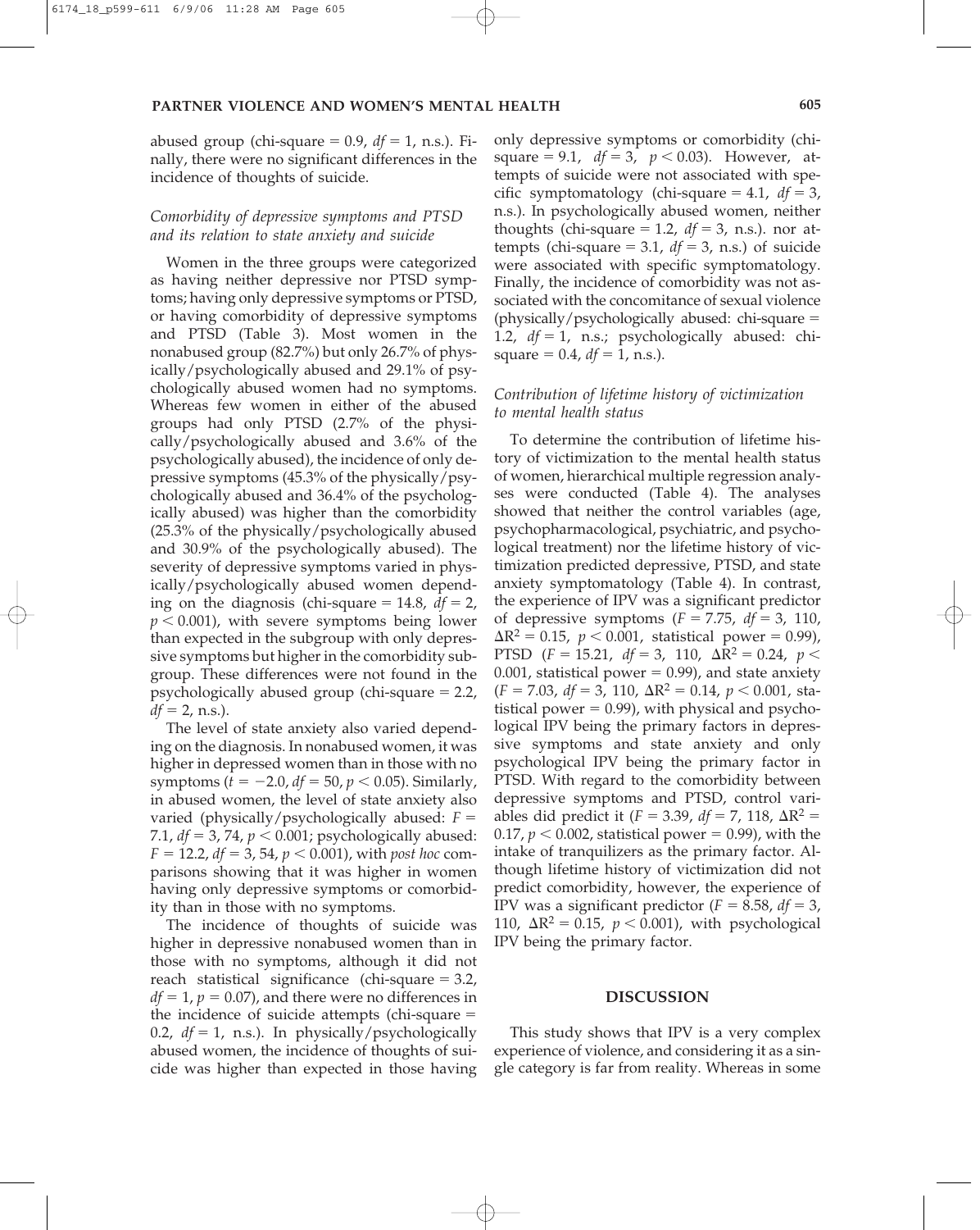abused group (chi-square = 0.9, $df = 1$, n.s.). Finally, there were no significant differences in the incidence of thoughts of suicide.

### *Comorbidity of depressive symptoms and PTSD and its relation to state anxiety and suicide*

Women in the three groups were categorized as having neither depressive nor PTSD symptoms; having only depressive symptoms or PTSD, or having comorbidity of depressive symptoms and PTSD (Table 3). Most women in the nonabused group (82.7%) but only 26.7% of physically/psychologically abused and 29.1% of psychologically abused women had no symptoms. Whereas few women in either of the abused groups had only PTSD (2.7% of the physically/psychologically abused and 3.6% of the psychologically abused), the incidence of only depressive symptoms (45.3% of the physically/psychologically abused and 36.4% of the psychologically abused) was higher than the comorbidity (25.3% of the physically/psychologically abused and 30.9% of the psychologically abused). The severity of depressive symptoms varied in physically/psychologically abused women depending on the diagnosis (chi-square = 14.8, $df = 2$, $p < 0.001$), with severe symptoms being lower than expected in the subgroup with only depressive symptoms but higher in the comorbidity subgroup. These differences were not found in the psychologically abused group (chi-square = 2.2, $df = 2$, n.s.).

The level of state anxiety also varied depending on the diagnosis. In nonabused women, it was higher in depressed women than in those with no symptoms ($t = -2.0$, $df = 50$, $p < 0.05$). Similarly, in abused women, the level of state anxiety also varied (physically/psychologically abused: $F = 7.1$, $df = 3, 74$, $p < 0.001$; psychologically abused: $F = 12.2$, $df = 3, 54$, $p < 0.001$), with *post hoc* comparisons showing that it was higher in women having only depressive symptoms or comorbidity than in those with no symptoms.

The incidence of thoughts of suicide was higher in depressive nonabused women than in those with no symptoms, although it did not reach statistical significance (chi-square = 3.2, $df = 1$, $p = 0.07$), and there were no differences in the incidence of suicide attempts (chi-square = 0.2, $df = 1$, n.s.). In physically/psychologically abused women, the incidence of thoughts of suicide was higher than expected in those having only depressive symptoms or comorbidity (chi-square = 9.1, $df = 3$, $p < 0.03$). However, attempts of suicide were not associated with specific symptomatology (chi-square = 4.1, $df = 3$, n.s.). In psychologically abused women, neither thoughts (chi-square = 1.2, $df = 3$, n.s.). nor attempts (chi-square = 3.1, $df = 3$, n.s.) of suicide were associated with specific symptomatology. Finally, the incidence of comorbidity was not associated with the concomitance of sexual violence (physically/psychologically abused: chi-square = 1.2, $df = 1$, n.s.; psychologically abused: chi-square = 0.4, $df = 1$, n.s.).

### *Contribution of lifetime history of victimization to mental health status*

To determine the contribution of lifetime history of victimization to the mental health status of women, hierarchical multiple regression analyses were conducted (Table 4). The analyses showed that neither the control variables (age, psychopharmacological, psychiatric, and psychological treatment) nor the lifetime history of victimization predicted depressive, PTSD, and state anxiety symptomatology (Table 4). In contrast, the experience of IPV was a significant predictor of depressive symptoms ($F = 7.75$, $df = 3, 110$, $\Delta R^2 = 0.15$, $p < 0.001$, statistical power = 0.99), PTSD ($F = 15.21$, $df = 3, 110$, $\Delta R^2 = 0.24$, $p < 0.001$, statistical power = 0.99), and state anxiety ($F = 7.03$, $df = 3, 110$, $\Delta R^2 = 0.14$, $p < 0.001$, statistical power = 0.99), with physical and psychological IPV being the primary factors in depressive symptoms and state anxiety and only psychological IPV being the primary factor in PTSD. With regard to the comorbidity between depressive symptoms and PTSD, control variables did predict it ($F = 3.39$, $df = 7, 118$, $\Delta R^2 = 0.17$, $p < 0.002$, statistical power = 0.99), with the intake of tranquilizers as the primary factor. Although lifetime history of victimization did not predict comorbidity, however, the experience of IPV was a significant predictor ($F = 8.58$, $df = 3, 110$, $\Delta R^2 = 0.15$, $p < 0.001$), with psychological IPV being the primary factor.

## DISCUSSION

This study shows that IPV is a very complex experience of violence, and considering it as a single category is far from reality. Whereas in some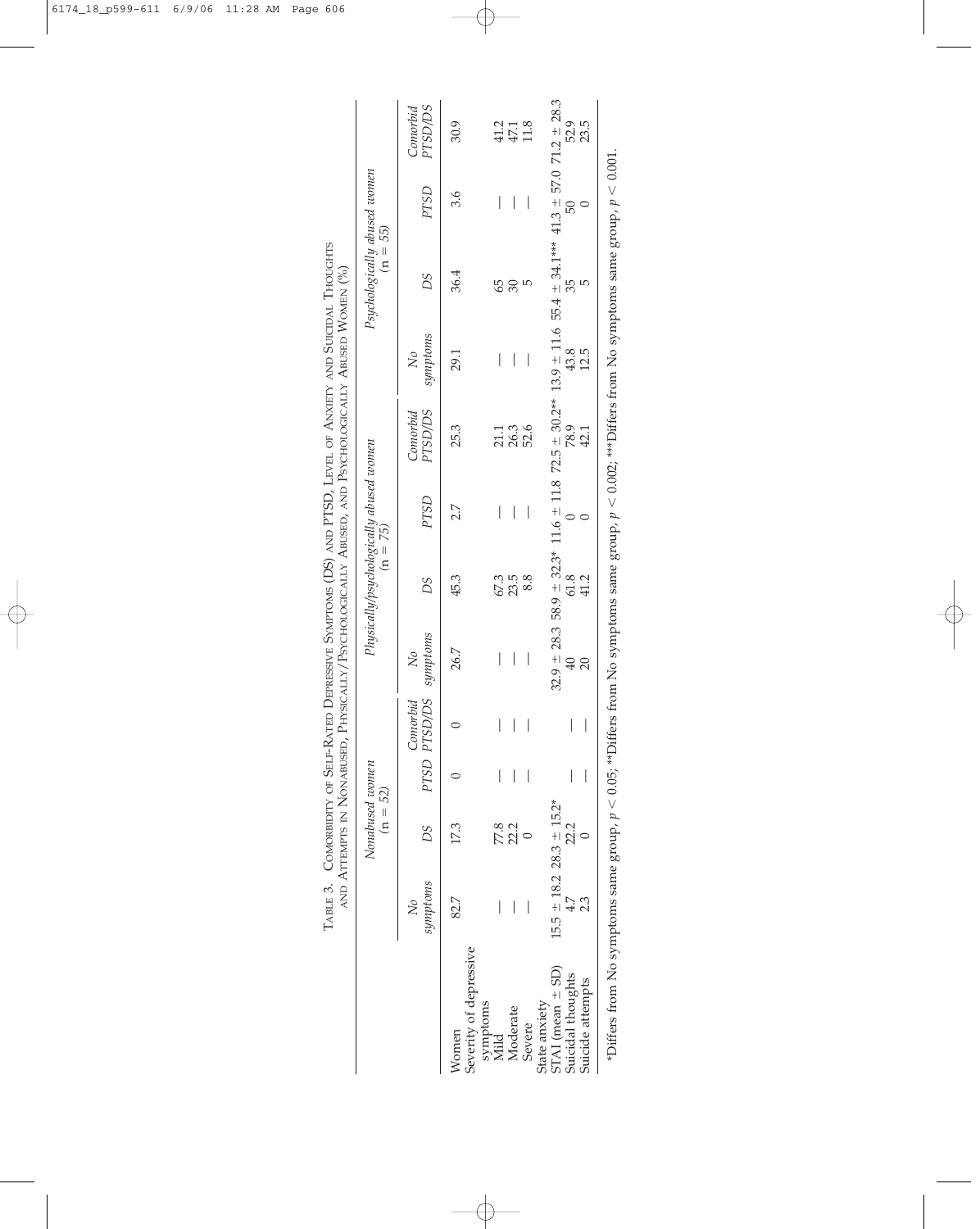Table 3. Comorbidity of Self-Rated Depressive Symptoms (DS) and PTSD, Level of Anxiety and Suicidal Thoughts and Attempts in Nonabused, Physically/Psychologically Abused, and Psychologically Abused Women (%)

| | Nonabused women (n = 52) | | | | Physically/psychologically abused women (n = 75) | | | | Psychologically abused women (n = 55) | | | |
|---|---|---|---|---|---|---|---|---|---|---|---|---|
| | *No symptoms* | *DS* | *PTSD* | *Comorbid PTSD/DS* | *No symptoms* | *DS* | *PTSD* | *Comorbid PTSD/DS* | *No symptoms* | *DS* | *PTSD* | *Comorbid PTSD/DS* |
| Women | 82.7 | 17.3 | 0 | 0 | 26.7 | 45.3 | 2.7 | 25.3 | 29.1 | 36.4 | 3.6 | 30.9 |
| Severity of depressive symptoms | | | | | | | | | | | | |
| Mild | — | 77.8 | — | — | — | 67.3 | — | 21.1 | — | 65 | — | 41.2 |
| Moderate | — | 22.2 | — | — | — | 23.5 | — | 26.3 | — | 30 | — | 47.1 |
| Severe | — | 0 | — | — | — | 8.8 | — | 52.6 | — | 5 | — | 11.8 |
| State anxiety | | | | | | | | | | | | |
| STAI (mean ± SD) | 15.5 ± 18.2 | 28.3 ± 15.2* | | | 32.9 ± 28.3 | 58.9 ± 32.3* | 11.6 ± 11.8 | 72.5 ± 30.2** | 13.9 ± 11.6 | 55.4 ± 34.1*** | 41.3 ± 57.0 | 71.2 ± 28.3 |
| Suicidal thoughts | 4.7 | 22.2 | — | — | 40 | 61.8 | 0 | 78.9 | 43.8 | 35 | 50 | 52.9 |
| Suicide attempts | 2.3 | 0 | — | — | 20 | 41.2 | 0 | 42.1 | 12.5 | 5 | 0 | 23.5 |

*Differs from No symptoms same group, $p < 0.05$; **Differs from No symptoms same group, $p < 0.002$; ***Differs from No symptoms same group, $p < 0.001$.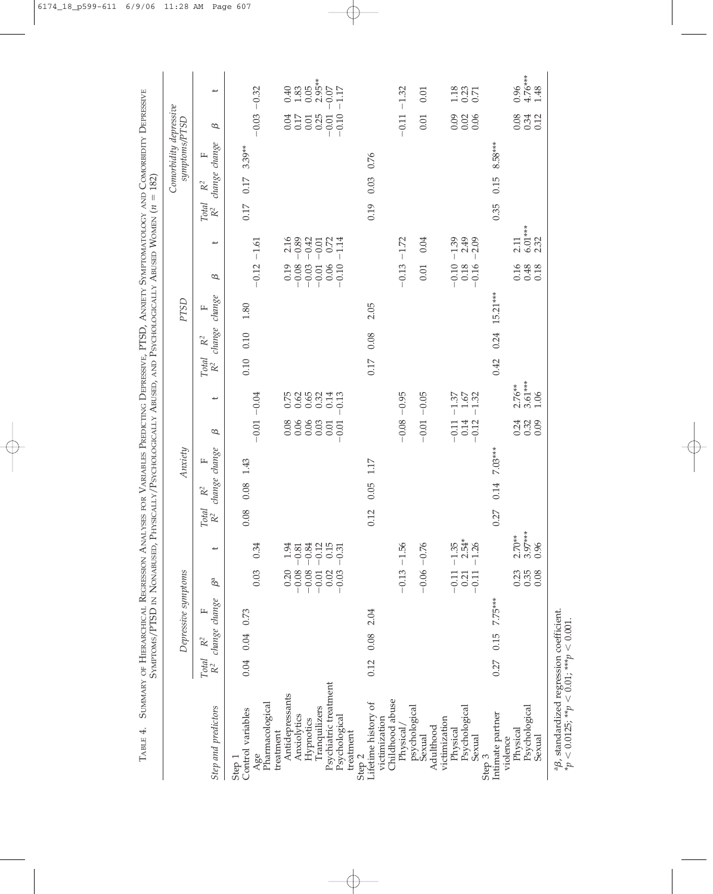TABLE 4. SUMMARY OF HIERARCHICAL REGRESSION ANALYSES FOR VARIABLES PREDICTING DEPRESSIVE, PTSD, ANXIETY SYMPTOMATOLOGY AND COMORBIDITY DEPRESSIVE SYMPTOMS/PTSD IN NONABUSED, PHYSICALLY/PSYCHOLOGICALLY ABUSED, AND PSYCHOLOGICALLY ABUSED WOMEN ($n = 182$)

| Step and predictors | Depressive symptoms | | | | | Anxiety | | | | | PTSD | | | | | Comorbidity depressive symptoms/PTSD | | | | |
|---|---|---|---|---|---|---|---|---|---|---|---|---|---|---|---|---|---|---|---|---|
| | Total $R^2$ | $R^2$ change | F change | $\beta$[a] | t | Total $R^2$ | $R^2$ change | F change | $\beta$ | t | Total $R^2$ | $R^2$ change | F change | $\beta$ | t | Total $R^2$ | $R^2$ change | F change | $\beta$ | t |
| Step 1 | | | | | | | | | | | | | | | | | | | | |
| Control variables | 0.04 | 0.04 | 0.73 | | | 0.08 | 0.08 | 1.43 | | | 0.10 | 0.10 | 1.80 | | | 0.17 | 0.17 | 3.39** | | |
| Age | | | | 0.03 | 0.34 | | | | −0.01 | −0.04 | | | | −0.12 | −1.61 | | | | −0.03 | −0.32 |
| Pharmacological treatment | | | | | | | | | | | | | | | | | | | | |
| Antidepressants | | | | 0.20 | 1.94 | | | | 0.08 | 0.75 | | | | 0.19 | 2.16 | | | | 0.04 | 0.40 |
| Anxiolytics | | | | −0.08 | −0.81 | | | | 0.06 | 0.62 | | | | −0.08 | −0.89 | | | | 0.17 | 1.83 |
| Hypnotics | | | | −0.08 | −0.84 | | | | 0.06 | 0.65 | | | | −0.03 | −0.42 | | | | 0.01 | 0.05 |
| Tranquilizers | | | | −0.01 | −0.12 | | | | 0.03 | 0.32 | | | | −0.01 | −0.01 | | | | 0.25 | 2.95** |
| Psychiatric treatment | | | | 0.02 | 0.15 | | | | 0.01 | 0.14 | | | | 0.06 | 0.72 | | | | −0.01 | −0.07 |
| Psychological treatment | | | | −0.03 | −0.31 | | | | −0.01 | −0.13 | | | | −0.10 | −1.14 | | | | −0.10 | −1.17 |
| Step 2 | | | | | | | | | | | | | | | | | | | | |
| Lifetime history of victimization | 0.12 | 0.08 | 2.04 | | | 0.12 | 0.05 | 1.17 | | | 0.17 | 0.08 | 2.05 | | | 0.19 | 0.03 | 0.76 | | |
| Childhood abuse | | | | | | | | | | | | | | | | | | | | |
| Physical/psychological | | | | −0.13 | −1.56 | | | | −0.08 | −0.95 | | | | −0.13 | −1.72 | | | | −0.11 | −1.32 |
| Sexual | | | | −0.06 | −0.76 | | | | −0.01 | −0.05 | | | | 0.01 | 0.04 | | | | 0.01 | 0.01 |
| Adulthood victimization | | | | | | | | | | | | | | | | | | | | |
| Physical | | | | −0.11 | −1.35 | | | | −0.11 | −1.37 | | | | −0.10 | −1.39 | | | | 0.09 | 1.18 |
| Psychological | | | | 0.21 | 2.54* | | | | 0.14 | 1.67 | | | | 0.18 | 2.49 | | | | 0.02 | 0.23 |
| Sexual | | | | −0.11 | −1.26 | | | | −0.12 | −1.32 | | | | −0.16 | −2.09 | | | | 0.06 | 0.71 |
| Step 3 | | | | | | | | | | | | | | | | | | | | |
| Intimate partner violence | 0.27 | 0.15 | 7.75*** | | | 0.27 | 0.14 | 7.03*** | | | 0.42 | 0.24 | 15.21*** | | | 0.35 | 0.15 | 8.58*** | | |
| Physical | | | | 0.23 | 2.70** | | | | 0.24 | 2.76** | | | | 0.16 | 2.11 | | | | 0.08 | 0.96 |
| Psychological | | | | 0.35 | 3.97*** | | | | 0.32 | 3.61*** | | | | 0.48 | 6.01*** | | | | 0.34 | 4.76*** |
| Sexual | | | | 0.08 | 0.96 | | | | 0.09 | 1.06 | | | | 0.18 | 2.32 | | | | 0.12 | 1.48 |

[a]$\beta$, standardized regression coefficient.
*$p < 0.0125$; **$p < 0.01$; ***$p < 0.001$.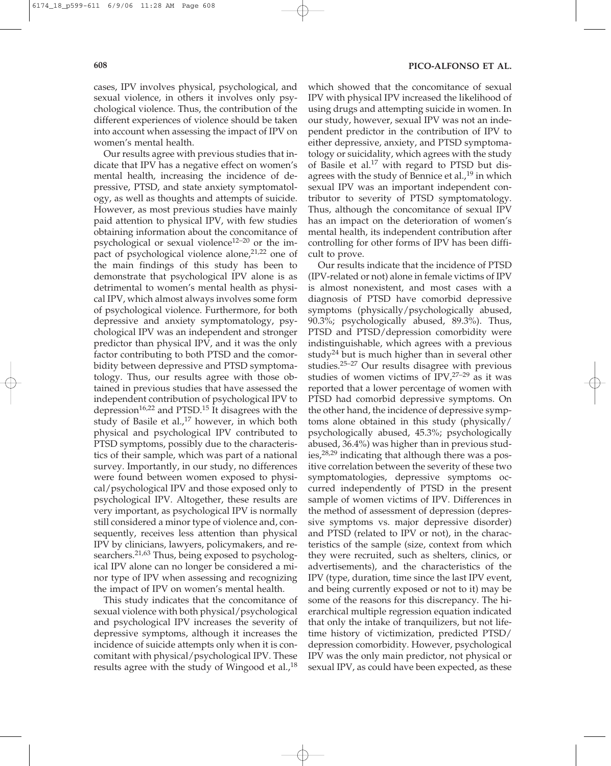cases, IPV involves physical, psychological, and sexual violence, in others it involves only psychological violence. Thus, the contribution of the different experiences of violence should be taken into account when assessing the impact of IPV on women's mental health.

Our results agree with previous studies that indicate that IPV has a negative effect on women's mental health, increasing the incidence of depressive, PTSD, and state anxiety symptomatology, as well as thoughts and attempts of suicide. However, as most previous studies have mainly paid attention to physical IPV, with few studies obtaining information about the concomitance of psychological or sexual violence[12–20] or the impact of psychological violence alone,[21,22] one of the main findings of this study has been to demonstrate that psychological IPV alone is as detrimental to women's mental health as physical IPV, which almost always involves some form of psychological violence. Furthermore, for both depressive and anxiety symptomatology, psychological IPV was an independent and stronger predictor than physical IPV, and it was the only factor contributing to both PTSD and the comorbidity between depressive and PTSD symptomatology. Thus, our results agree with those obtained in previous studies that have assessed the independent contribution of psychological IPV to depression[16,22] and PTSD.[15] It disagrees with the study of Basile et al.,[17] however, in which both physical and psychological IPV contributed to PTSD symptoms, possibly due to the characteristics of their sample, which was part of a national survey. Importantly, in our study, no differences were found between women exposed to physical/psychological IPV and those exposed only to psychological IPV. Altogether, these results are very important, as psychological IPV is normally still considered a minor type of violence and, consequently, receives less attention than physical IPV by clinicians, lawyers, policymakers, and researchers.[21,63] Thus, being exposed to psychological IPV alone can no longer be considered a minor type of IPV when assessing and recognizing the impact of IPV on women's mental health.

This study indicates that the concomitance of sexual violence with both physical/psychological and psychological IPV increases the severity of depressive symptoms, although it increases the incidence of suicide attempts only when it is concomitant with physical/psychological IPV. These results agree with the study of Wingood et al.,[18] which showed that the concomitance of sexual IPV with physical IPV increased the likelihood of using drugs and attempting suicide in women. In our study, however, sexual IPV was not an independent predictor in the contribution of IPV to either depressive, anxiety, and PTSD symptomatology or suicidality, which agrees with the study of Basile et al.[17] with regard to PTSD but disagrees with the study of Bennice et al.,[19] in which sexual IPV was an important independent contributor to severity of PTSD symptomatology. Thus, although the concomitance of sexual IPV has an impact on the deterioration of women's mental health, its independent contribution after controlling for other forms of IPV has been difficult to prove.

Our results indicate that the incidence of PTSD (IPV-related or not) alone in female victims of IPV is almost nonexistent, and most cases with a diagnosis of PTSD have comorbid depressive symptoms (physically/psychologically abused, 90.3%; psychologically abused, 89.3%). Thus, PTSD and PTSD/depression comorbidity were indistinguishable, which agrees with a previous study[24] but is much higher than in several other studies.[25–27] Our results disagree with previous studies of women victims of IPV,[27–29] as it was reported that a lower percentage of women with PTSD had comorbid depressive symptoms. On the other hand, the incidence of depressive symptoms alone obtained in this study (physically/psychologically abused, 45.3%; psychologically abused, 36.4%) was higher than in previous studies,[28,29] indicating that although there was a positive correlation between the severity of these two symptomatologies, depressive symptoms occurred independently of PTSD in the present sample of women victims of IPV. Differences in the method of assessment of depression (depressive symptoms vs. major depressive disorder) and PTSD (related to IPV or not), in the characteristics of the sample (size, context from which they were recruited, such as shelters, clinics, or advertisements), and the characteristics of the IPV (type, duration, time since the last IPV event, and being currently exposed or not to it) may be some of the reasons for this discrepancy. The hierarchical multiple regression equation indicated that only the intake of tranquilizers, but not lifetime history of victimization, predicted PTSD/depression comorbidity. However, psychological IPV was the only main predictor, not physical or sexual IPV, as could have been expected, as these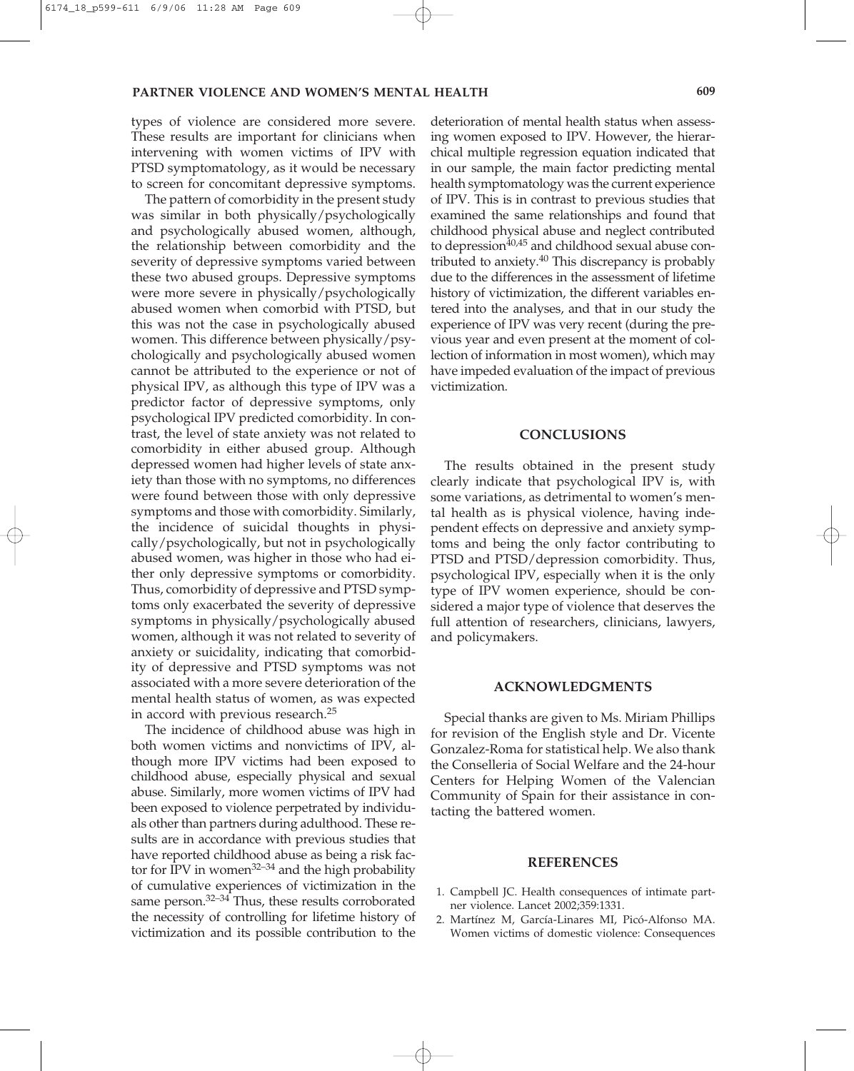types of violence are considered more severe. These results are important for clinicians when intervening with women victims of IPV with PTSD symptomatology, as it would be necessary to screen for concomitant depressive symptoms.

The pattern of comorbidity in the present study was similar in both physically/psychologically and psychologically abused women, although, the relationship between comorbidity and the severity of depressive symptoms varied between these two abused groups. Depressive symptoms were more severe in physically/psychologically abused women when comorbid with PTSD, but this was not the case in psychologically abused women. This difference between physically/psychologically and psychologically abused women cannot be attributed to the experience or not of physical IPV, as although this type of IPV was a predictor factor of depressive symptoms, only psychological IPV predicted comorbidity. In contrast, the level of state anxiety was not related to comorbidity in either abused group. Although depressed women had higher levels of state anxiety than those with no symptoms, no differences were found between those with only depressive symptoms and those with comorbidity. Similarly, the incidence of suicidal thoughts in physically/psychologically, but not in psychologically abused women, was higher in those who had either only depressive symptoms or comorbidity. Thus, comorbidity of depressive and PTSD symptoms only exacerbated the severity of depressive symptoms in physically/psychologically abused women, although it was not related to severity of anxiety or suicidality, indicating that comorbidity of depressive and PTSD symptoms was not associated with a more severe deterioration of the mental health status of women, as was expected in accord with previous research.[25]

The incidence of childhood abuse was high in both women victims and nonvictims of IPV, although more IPV victims had been exposed to childhood abuse, especially physical and sexual abuse. Similarly, more women victims of IPV had been exposed to violence perpetrated by individuals other than partners during adulthood. These results are in accordance with previous studies that have reported childhood abuse as being a risk factor for IPV in women[32–34] and the high probability of cumulative experiences of victimization in the same person.[32–34] Thus, these results corroborated the necessity of controlling for lifetime history of victimization and its possible contribution to the deterioration of mental health status when assessing women exposed to IPV. However, the hierarchical multiple regression equation indicated that in our sample, the main factor predicting mental health symptomatology was the current experience of IPV. This is in contrast to previous studies that examined the same relationships and found that childhood physical abuse and neglect contributed to depression[40,45] and childhood sexual abuse contributed to anxiety.[40] This discrepancy is probably due to the differences in the assessment of lifetime history of victimization, the different variables entered into the analyses, and that in our study the experience of IPV was very recent (during the previous year and even present at the moment of collection of information in most women), which may have impeded evaluation of the impact of previous victimization.

## CONCLUSIONS

The results obtained in the present study clearly indicate that psychological IPV is, with some variations, as detrimental to women's mental health as is physical violence, having independent effects on depressive and anxiety symptoms and being the only factor contributing to PTSD and PTSD/depression comorbidity. Thus, psychological IPV, especially when it is the only type of IPV women experience, should be considered a major type of violence that deserves the full attention of researchers, clinicians, lawyers, and policymakers.

## ACKNOWLEDGMENTS

Special thanks are given to Ms. Miriam Phillips for revision of the English style and Dr. Vicente Gonzalez-Roma for statistical help. We also thank the Conselleria of Social Welfare and the 24-hour Centers for Helping Women of the Valencian Community of Spain for their assistance in contacting the battered women.

## REFERENCES

1. Campbell JC. Health consequences of intimate partner violence. Lancet 2002;359:1331.
2. Martínez M, García-Linares MI, Picó-Alfonso MA. Women victims of domestic violence: Consequences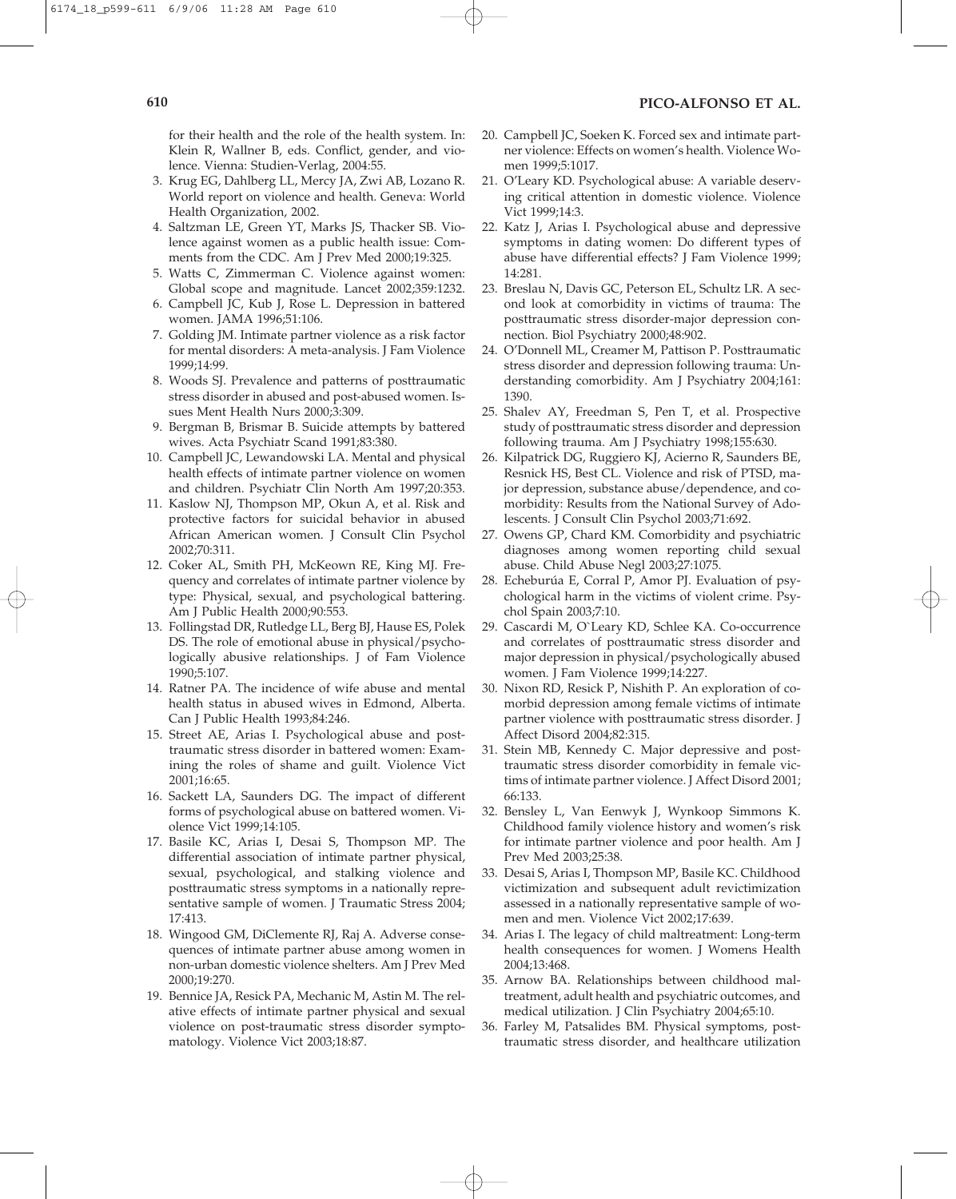for their health and the role of the health system. In: Klein R, Wallner B, eds. Conflict, gender, and violence. Vienna: Studien-Verlag, 2004:55.

3. Krug EG, Dahlberg LL, Mercy JA, Zwi AB, Lozano R. World report on violence and health. Geneva: World Health Organization, 2002.
4. Saltzman LE, Green YT, Marks JS, Thacker SB. Violence against women as a public health issue: Comments from the CDC. Am J Prev Med 2000;19:325.
5. Watts C, Zimmerman C. Violence against women: Global scope and magnitude. Lancet 2002;359:1232.
6. Campbell JC, Kub J, Rose L. Depression in battered women. JAMA 1996;51:106.
7. Golding JM. Intimate partner violence as a risk factor for mental disorders: A meta-analysis. J Fam Violence 1999;14:99.
8. Woods SJ. Prevalence and patterns of posttraumatic stress disorder in abused and post-abused women. Issues Ment Health Nurs 2000;3:309.
9. Bergman B, Brismar B. Suicide attempts by battered wives. Acta Psychiatr Scand 1991;83:380.
10. Campbell JC, Lewandowski LA. Mental and physical health effects of intimate partner violence on women and children. Psychiatr Clin North Am 1997;20:353.
11. Kaslow NJ, Thompson MP, Okun A, et al. Risk and protective factors for suicidal behavior in abused African American women. J Consult Clin Psychol 2002;70:311.
12. Coker AL, Smith PH, McKeown RE, King MJ. Frequency and correlates of intimate partner violence by type: Physical, sexual, and psychological battering. Am J Public Health 2000;90:553.
13. Follingstad DR, Rutledge LL, Berg BJ, Hause ES, Polek DS. The role of emotional abuse in physical/psychologically abusive relationships. J of Fam Violence 1990;5:107.
14. Ratner PA. The incidence of wife abuse and mental health status in abused wives in Edmond, Alberta. Can J Public Health 1993;84:246.
15. Street AE, Arias I. Psychological abuse and posttraumatic stress disorder in battered women: Examining the roles of shame and guilt. Violence Vict 2001;16:65.
16. Sackett LA, Saunders DG. The impact of different forms of psychological abuse on battered women. Violence Vict 1999;14:105.
17. Basile KC, Arias I, Desai S, Thompson MP. The differential association of intimate partner physical, sexual, psychological, and stalking violence and posttraumatic stress symptoms in a nationally representative sample of women. J Traumatic Stress 2004; 17:413.
18. Wingood GM, DiClemente RJ, Raj A. Adverse consequences of intimate partner abuse among women in non-urban domestic violence shelters. Am J Prev Med 2000;19:270.
19. Bennice JA, Resick PA, Mechanic M, Astin M. The relative effects of intimate partner physical and sexual violence on post-traumatic stress disorder symptomatology. Violence Vict 2003;18:87.
20. Campbell JC, Soeken K. Forced sex and intimate partner violence: Effects on women's health. Violence Women 1999;5:1017.
21. O'Leary KD. Psychological abuse: A variable deserving critical attention in domestic violence. Violence Vict 1999;14:3.
22. Katz J, Arias I. Psychological abuse and depressive symptoms in dating women: Do different types of abuse have differential effects? J Fam Violence 1999; 14:281.
23. Breslau N, Davis GC, Peterson EL, Schultz LR. A second look at comorbidity in victims of trauma: The posttraumatic stress disorder-major depression connection. Biol Psychiatry 2000;48:902.
24. O'Donnell ML, Creamer M, Pattison P. Posttraumatic stress disorder and depression following trauma: Understanding comorbidity. Am J Psychiatry 2004;161: 1390.
25. Shalev AY, Freedman S, Pen T, et al. Prospective study of posttraumatic stress disorder and depression following trauma. Am J Psychiatry 1998;155:630.
26. Kilpatrick DG, Ruggiero KJ, Acierno R, Saunders BE, Resnick HS, Best CL. Violence and risk of PTSD, major depression, substance abuse/dependence, and comorbidity: Results from the National Survey of Adolescents. J Consult Clin Psychol 2003;71:692.
27. Owens GP, Chard KM. Comorbidity and psychiatric diagnoses among women reporting child sexual abuse. Child Abuse Negl 2003;27:1075.
28. Echeburúa E, Corral P, Amor PJ. Evaluation of psychological harm in the victims of violent crime. Psychol Spain 2003;7:10.
29. Cascardi M, O`Leary KD, Schlee KA. Co-occurrence and correlates of posttraumatic stress disorder and major depression in physical/psychologically abused women. J Fam Violence 1999;14:227.
30. Nixon RD, Resick P, Nishith P. An exploration of comorbid depression among female victims of intimate partner violence with posttraumatic stress disorder. J Affect Disord 2004;82:315.
31. Stein MB, Kennedy C. Major depressive and posttraumatic stress disorder comorbidity in female victims of intimate partner violence. J Affect Disord 2001; 66:133.
32. Bensley L, Van Eenwyk J, Wynkoop Simmons K. Childhood family violence history and women's risk for intimate partner violence and poor health. Am J Prev Med 2003;25:38.
33. Desai S, Arias I, Thompson MP, Basile KC. Childhood victimization and subsequent adult revictimization assessed in a nationally representative sample of women and men. Violence Vict 2002;17:639.
34. Arias I. The legacy of child maltreatment: Long-term health consequences for women. J Womens Health 2004;13:468.
35. Arnow BA. Relationships between childhood maltreatment, adult health and psychiatric outcomes, and medical utilization. J Clin Psychiatry 2004;65:10.
36. Farley M, Patsalides BM. Physical symptoms, posttraumatic stress disorder, and healthcare utilization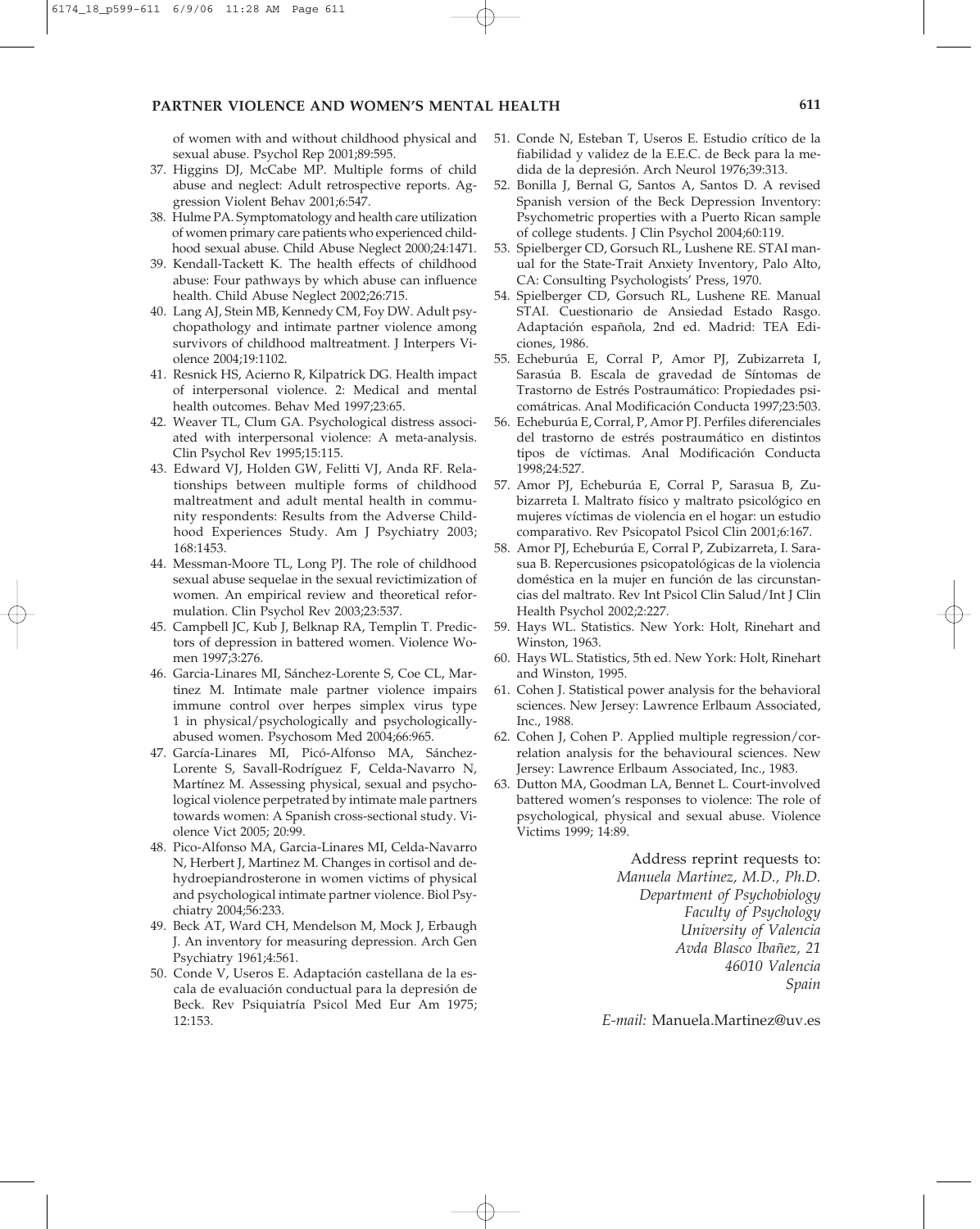of women with and without childhood physical and sexual abuse. Psychol Rep 2001;89:595.

37. Higgins DJ, McCabe MP. Multiple forms of child abuse and neglect: Adult retrospective reports. Aggression Violent Behav 2001;6:547.
38. Hulme PA. Symptomatology and health care utilization of women primary care patients who experienced childhood sexual abuse. Child Abuse Neglect 2000;24:1471.
39. Kendall-Tackett K. The health effects of childhood abuse: Four pathways by which abuse can influence health. Child Abuse Neglect 2002;26:715.
40. Lang AJ, Stein MB, Kennedy CM, Foy DW. Adult psychopathology and intimate partner violence among survivors of childhood maltreatment. J Interpers Violence 2004;19:1102.
41. Resnick HS, Acierno R, Kilpatrick DG. Health impact of interpersonal violence. 2: Medical and mental health outcomes. Behav Med 1997;23:65.
42. Weaver TL, Clum GA. Psychological distress associated with interpersonal violence: A meta-analysis. Clin Psychol Rev 1995;15:115.
43. Edward VJ, Holden GW, Felitti VJ, Anda RF. Relationships between multiple forms of childhood maltreatment and adult mental health in community respondents: Results from the Adverse Childhood Experiences Study. Am J Psychiatry 2003; 168:1453.
44. Messman-Moore TL, Long PJ. The role of childhood sexual abuse sequelae in the sexual revictimization of women. An empirical review and theoretical reformulation. Clin Psychol Rev 2003;23:537.
45. Campbell JC, Kub J, Belknap RA, Templin T. Predictors of depression in battered women. Violence Women 1997;3:276.
46. Garcia-Linares MI, Sánchez-Lorente S, Coe CL, Martinez M. Intimate male partner violence impairs immune control over herpes simplex virus type 1 in physical/psychologically and psychologically-abused women. Psychosom Med 2004;66:965.
47. García-Linares MI, Picó-Alfonso MA, Sánchez-Lorente S, Savall-Rodríguez F, Celda-Navarro N, Martínez M. Assessing physical, sexual and psychological violence perpetrated by intimate male partners towards women: A Spanish cross-sectional study. Violence Vict 2005; 20:99.
48. Pico-Alfonso MA, Garcia-Linares MI, Celda-Navarro N, Herbert J, Martinez M. Changes in cortisol and dehydroepiandrosterone in women victims of physical and psychological intimate partner violence. Biol Psychiatry 2004;56:233.
49. Beck AT, Ward CH, Mendelson M, Mock J, Erbaugh J. An inventory for measuring depression. Arch Gen Psychiatry 1961;4:561.
50. Conde V, Useros E. Adaptación castellana de la escala de evaluación conductual para la depresión de Beck. Rev Psiquiatría Psicol Med Eur Am 1975; 12:153.
51. Conde N, Esteban T, Useros E. Estudio crítico de la fiabilidad y validez de la E.E.C. de Beck para la medida de la depresión. Arch Neurol 1976;39:313.
52. Bonilla J, Bernal G, Santos A, Santos D. A revised Spanish version of the Beck Depression Inventory: Psychometric properties with a Puerto Rican sample of college students. J Clin Psychol 2004;60:119.
53. Spielberger CD, Gorsuch RL, Lushene RE. STAI manual for the State-Trait Anxiety Inventory, Palo Alto, CA: Consulting Psychologists' Press, 1970.
54. Spielberger CD, Gorsuch RL, Lushene RE. Manual STAI. Cuestionario de Ansiedad Estado Rasgo. Adaptación española, 2nd ed. Madrid: TEA Ediciones, 1986.
55. Echeburúa E, Corral P, Amor PJ, Zubizarreta I, Sarasúa B. Escala de gravedad de Síntomas de Trastorno de Estrés Postraumático: Propiedades psicomátricas. Anal Modificación Conducta 1997;23:503.
56. Echeburúa E, Corral, P, Amor PJ. Perfiles diferenciales del trastorno de estrés postraumático en distintos tipos de víctimas. Anal Modificación Conducta 1998;24:527.
57. Amor PJ, Echeburúa E, Corral P, Sarasua B, Zubizarreta I. Maltrato físico y maltrato psicológico en mujeres víctimas de violencia en el hogar: un estudio comparativo. Rev Psicopatol Psicol Clin 2001;6:167.
58. Amor PJ, Echeburúa E, Corral P, Zubizarreta, I. Sarasua B. Repercusiones psicopatológicas de la violencia doméstica en la mujer en función de las circunstancias del maltrato. Rev Int Psicol Clin Salud/Int J Clin Health Psychol 2002;2:227.
59. Hays WL. Statistics. New York: Holt, Rinehart and Winston, 1963.
60. Hays WL. Statistics, 5th ed. New York: Holt, Rinehart and Winston, 1995.
61. Cohen J. Statistical power analysis for the behavioral sciences. New Jersey: Lawrence Erlbaum Associated, Inc., 1988.
62. Cohen J, Cohen P. Applied multiple regression/correlation analysis for the behavioural sciences. New Jersey: Lawrence Erlbaum Associated, Inc., 1983.
63. Dutton MA, Goodman LA, Bennet L. Court-involved battered women's responses to violence: The role of psychological, physical and sexual abuse. Violence Victims 1999; 14:89.

Address reprint requests to:
*Manuela Martinez, M.D., Ph.D.*
*Department of Psychobiology*
*Faculty of Psychology*
*University of Valencia*
*Avda Blasco Ibañez, 21*
*46010 Valencia*
*Spain*

*E-mail:* Manuela.Martinez@uv.es